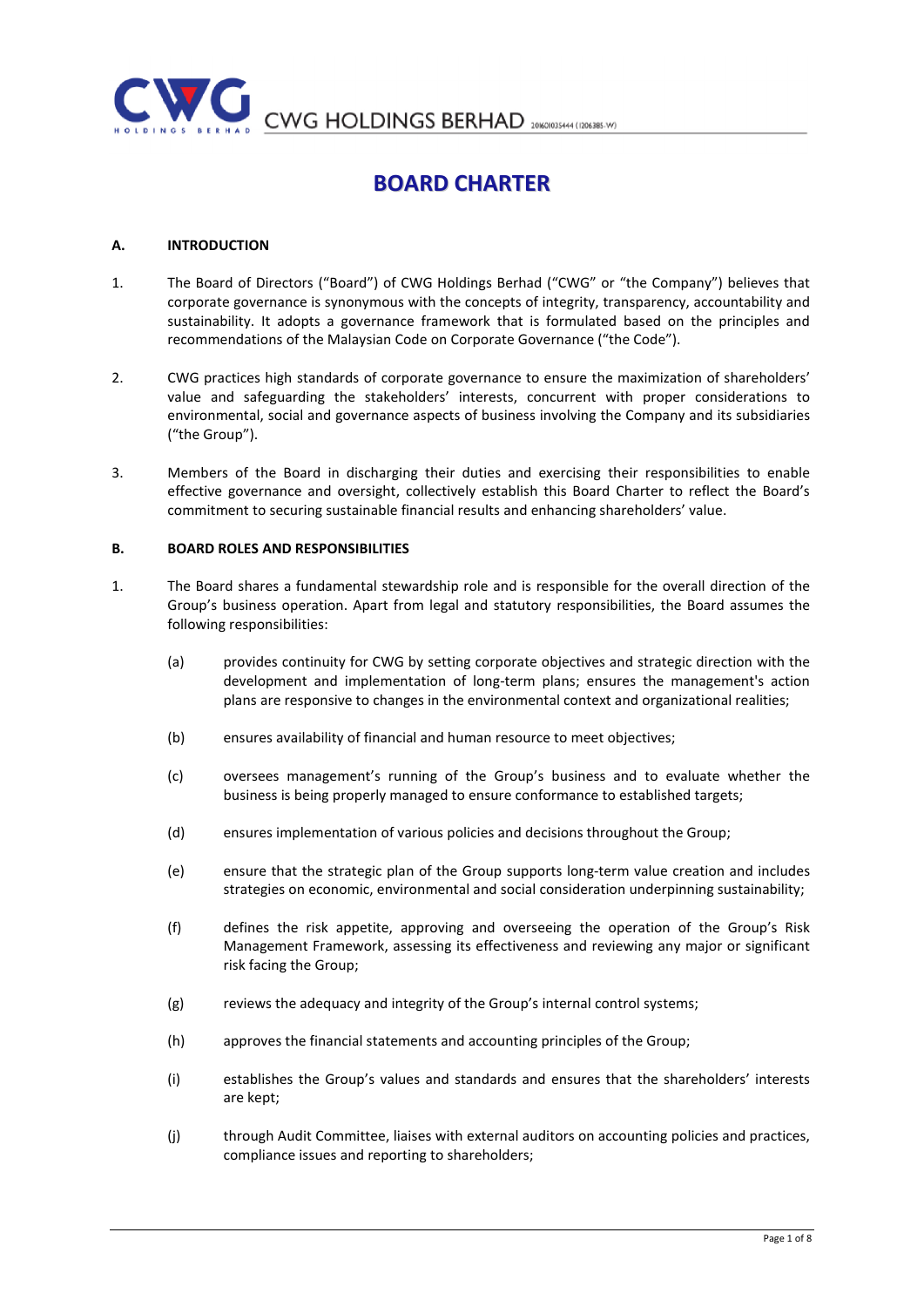# BOARD CHARTER

## A. INTRODUCTION

1. The Board of Directors ("Board") of CWG Holdings Berhad ("CWG" or "the Company") believes that corporate governance is synonymous with the concepts of integrity, transparency, accountability and sustainability. It adopts a governance framework that is formulated based on the principles and recommendations of the Malaysian Code on Corporate Governance ("the Code").

2. CWG practices high standards of corporate governance to ensure the maximization of shareholders' value and safeguarding the stakeholders' interests, concurrent with proper considerations to environmental, social and governance aspects of business involving the Company and its subsidiaries ("the Group").

3. Members of the Board in discharging their duties and exercising their responsibilities to enable effective governance and oversight, collectively establish this Board Charter to reflect the Board's commitment to securing sustainable financial results and enhancing shareholders' value.

## B. BOARD ROLES AND RESPONSIBILITIES

1. The Board shares a fundamental stewardship role and is responsible for the overall direction of the Group's business operation. Apart from legal and statutory responsibilities, the Board assumes the following responsibilities:

   (a) provides continuity for CWG by setting corporate objectives and strategic direction with the development and implementation of long-term plans; ensures the management's action plans are responsive to changes in the environmental context and organizational realities;

   (b) ensures availability of financial and human resource to meet objectives;

   (c) oversees management's running of the Group's business and to evaluate whether the business is being properly managed to ensure conformance to established targets;

   (d) ensures implementation of various policies and decisions throughout the Group;

   (e) ensure that the strategic plan of the Group supports long-term value creation and includes strategies on economic, environmental and social consideration underpinning sustainability;

   (f) defines the risk appetite, approving and overseeing the operation of the Group's Risk Management Framework, assessing its effectiveness and reviewing any major or significant risk facing the Group;

   (g) reviews the adequacy and integrity of the Group's internal control systems;

   (h) approves the financial statements and accounting principles of the Group;

   (i) establishes the Group's values and standards and ensures that the shareholders' interests are kept;

   (j) through Audit Committee, liaises with external auditors on accounting policies and practices, compliance issues and reporting to shareholders;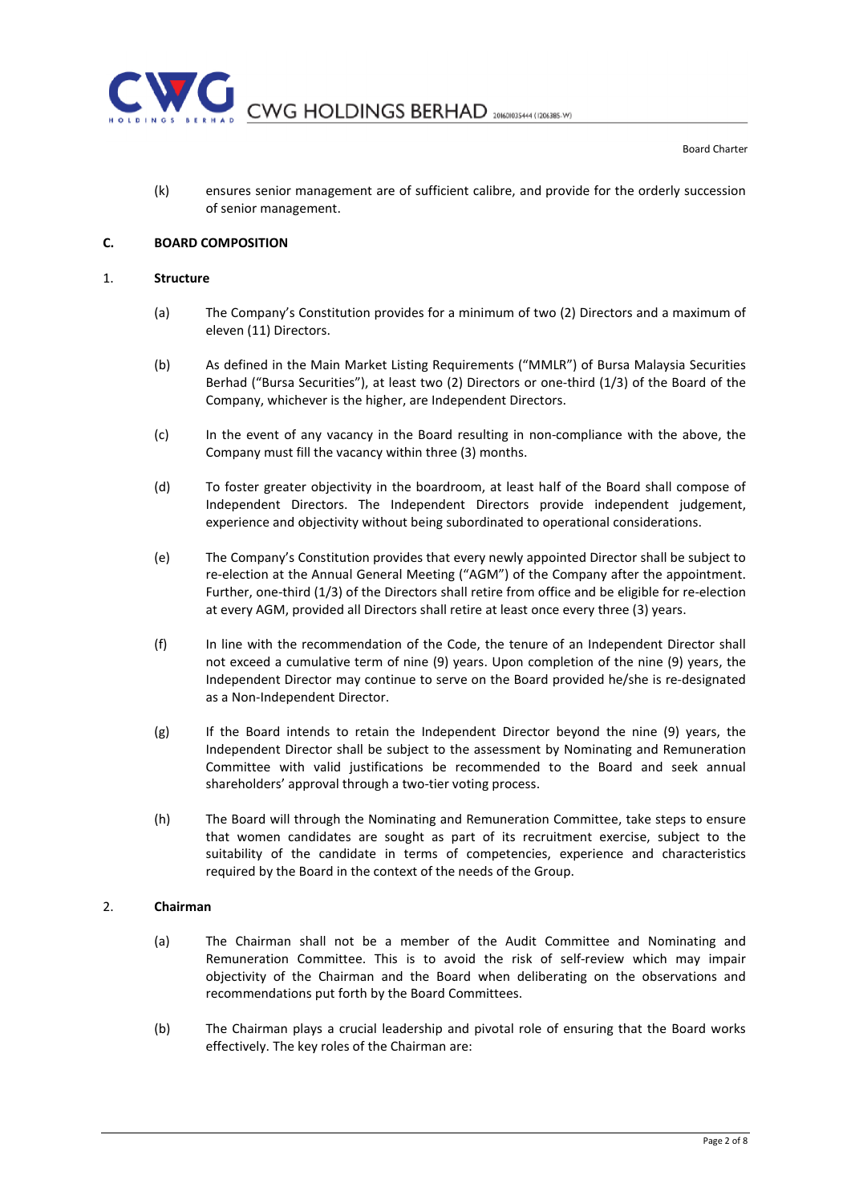(k) ensures senior management are of sufficient calibre, and provide for the orderly succession of senior management.

## C. BOARD COMPOSITION

### 1. Structure

(a) The Company's Constitution provides for a minimum of two (2) Directors and a maximum of eleven (11) Directors.

(b) As defined in the Main Market Listing Requirements ("MMLR") of Bursa Malaysia Securities Berhad ("Bursa Securities"), at least two (2) Directors or one-third (1/3) of the Board of the Company, whichever is the higher, are Independent Directors.

(c) In the event of any vacancy in the Board resulting in non-compliance with the above, the Company must fill the vacancy within three (3) months.

(d) To foster greater objectivity in the boardroom, at least half of the Board shall compose of Independent Directors. The Independent Directors provide independent judgement, experience and objectivity without being subordinated to operational considerations.

(e) The Company's Constitution provides that every newly appointed Director shall be subject to re-election at the Annual General Meeting ("AGM") of the Company after the appointment. Further, one-third (1/3) of the Directors shall retire from office and be eligible for re-election at every AGM, provided all Directors shall retire at least once every three (3) years.

(f) In line with the recommendation of the Code, the tenure of an Independent Director shall not exceed a cumulative term of nine (9) years. Upon completion of the nine (9) years, the Independent Director may continue to serve on the Board provided he/she is re-designated as a Non-Independent Director.

(g) If the Board intends to retain the Independent Director beyond the nine (9) years, the Independent Director shall be subject to the assessment by Nominating and Remuneration Committee with valid justifications be recommended to the Board and seek annual shareholders' approval through a two-tier voting process.

(h) The Board will through the Nominating and Remuneration Committee, take steps to ensure that women candidates are sought as part of its recruitment exercise, subject to the suitability of the candidate in terms of competencies, experience and characteristics required by the Board in the context of the needs of the Group.

### 2. Chairman

(a) The Chairman shall not be a member of the Audit Committee and Nominating and Remuneration Committee. This is to avoid the risk of self-review which may impair objectivity of the Chairman and the Board when deliberating on the observations and recommendations put forth by the Board Committees.

(b) The Chairman plays a crucial leadership and pivotal role of ensuring that the Board works effectively. The key roles of the Chairman are: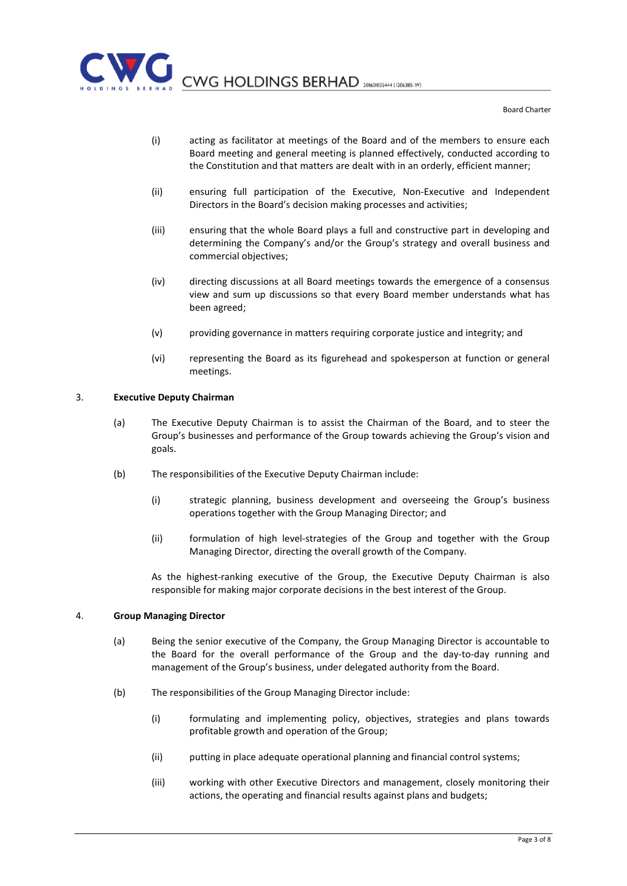(i) acting as facilitator at meetings of the Board and of the members to ensure each Board meeting and general meeting is planned effectively, conducted according to the Constitution and that matters are dealt with in an orderly, efficient manner;

(ii) ensuring full participation of the Executive, Non-Executive and Independent Directors in the Board's decision making processes and activities;

(iii) ensuring that the whole Board plays a full and constructive part in developing and determining the Company's and/or the Group's strategy and overall business and commercial objectives;

(iv) directing discussions at all Board meetings towards the emergence of a consensus view and sum up discussions so that every Board member understands what has been agreed;

(v) providing governance in matters requiring corporate justice and integrity; and

(vi) representing the Board as its figurehead and spokesperson at function or general meetings.

3. **Executive Deputy Chairman**

(a) The Executive Deputy Chairman is to assist the Chairman of the Board, and to steer the Group's businesses and performance of the Group towards achieving the Group's vision and goals.

(b) The responsibilities of the Executive Deputy Chairman include:

(i) strategic planning, business development and overseeing the Group's business operations together with the Group Managing Director; and

(ii) formulation of high level-strategies of the Group and together with the Group Managing Director, directing the overall growth of the Company.

As the highest-ranking executive of the Group, the Executive Deputy Chairman is also responsible for making major corporate decisions in the best interest of the Group.

4. **Group Managing Director**

(a) Being the senior executive of the Company, the Group Managing Director is accountable to the Board for the overall performance of the Group and the day-to-day running and management of the Group's business, under delegated authority from the Board.

(b) The responsibilities of the Group Managing Director include:

(i) formulating and implementing policy, objectives, strategies and plans towards profitable growth and operation of the Group;

(ii) putting in place adequate operational planning and financial control systems;

(iii) working with other Executive Directors and management, closely monitoring their actions, the operating and financial results against plans and budgets;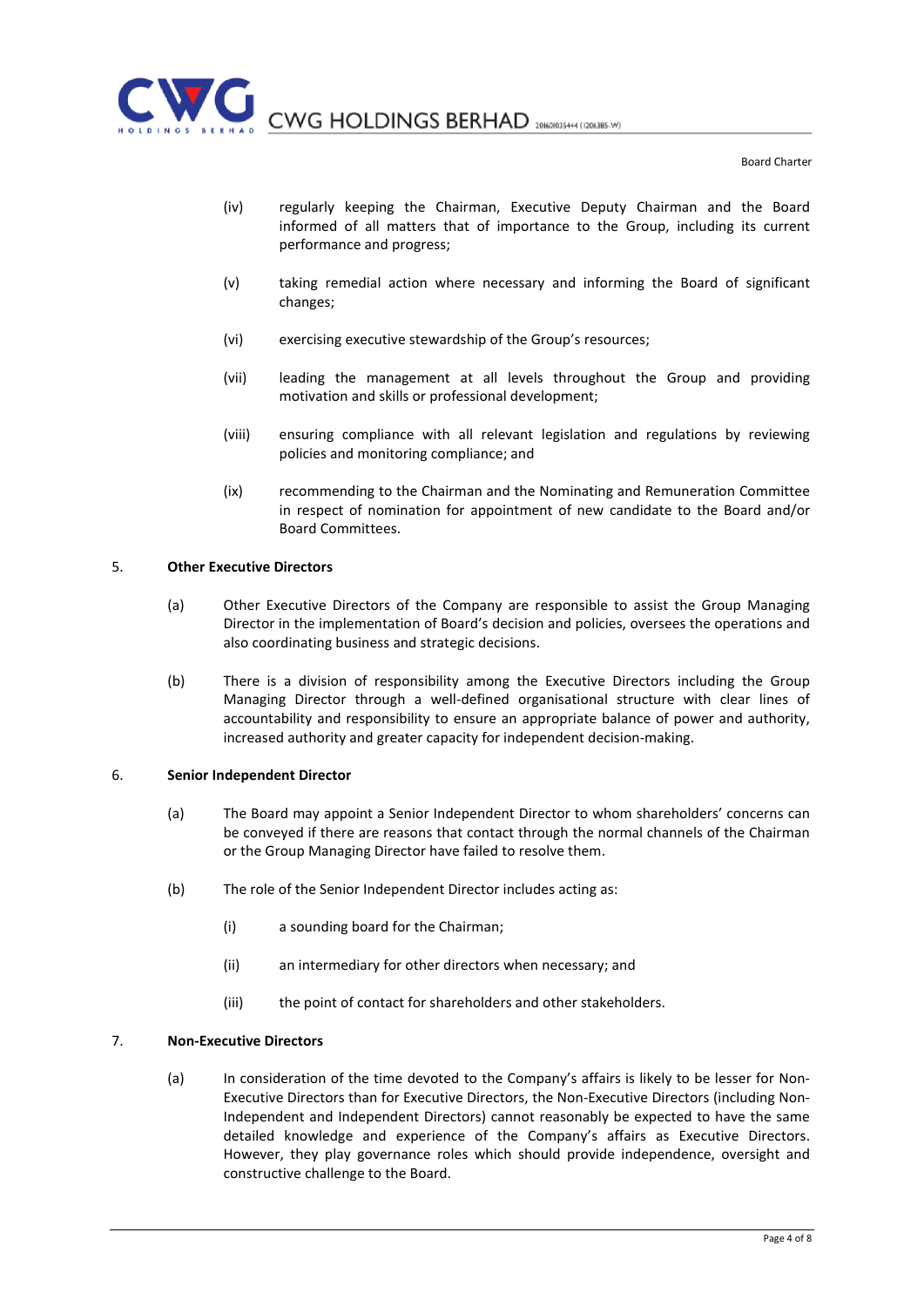(iv) regularly keeping the Chairman, Executive Deputy Chairman and the Board informed of all matters that of importance to the Group, including its current performance and progress;

(v) taking remedial action where necessary and informing the Board of significant changes;

(vi) exercising executive stewardship of the Group's resources;

(vii) leading the management at all levels throughout the Group and providing motivation and skills or professional development;

(viii) ensuring compliance with all relevant legislation and regulations by reviewing policies and monitoring compliance; and

(ix) recommending to the Chairman and the Nominating and Remuneration Committee in respect of nomination for appointment of new candidate to the Board and/or Board Committees.

5. **Other Executive Directors**

(a) Other Executive Directors of the Company are responsible to assist the Group Managing Director in the implementation of Board's decision and policies, oversees the operations and also coordinating business and strategic decisions.

(b) There is a division of responsibility among the Executive Directors including the Group Managing Director through a well-defined organisational structure with clear lines of accountability and responsibility to ensure an appropriate balance of power and authority, increased authority and greater capacity for independent decision-making.

6. **Senior Independent Director**

(a) The Board may appoint a Senior Independent Director to whom shareholders' concerns can be conveyed if there are reasons that contact through the normal channels of the Chairman or the Group Managing Director have failed to resolve them.

(b) The role of the Senior Independent Director includes acting as:

(i) a sounding board for the Chairman;

(ii) an intermediary for other directors when necessary; and

(iii) the point of contact for shareholders and other stakeholders.

7. **Non-Executive Directors**

(a) In consideration of the time devoted to the Company's affairs is likely to be lesser for Non-Executive Directors than for Executive Directors, the Non-Executive Directors (including Non-Independent and Independent Directors) cannot reasonably be expected to have the same detailed knowledge and experience of the Company's affairs as Executive Directors. However, they play governance roles which should provide independence, oversight and constructive challenge to the Board.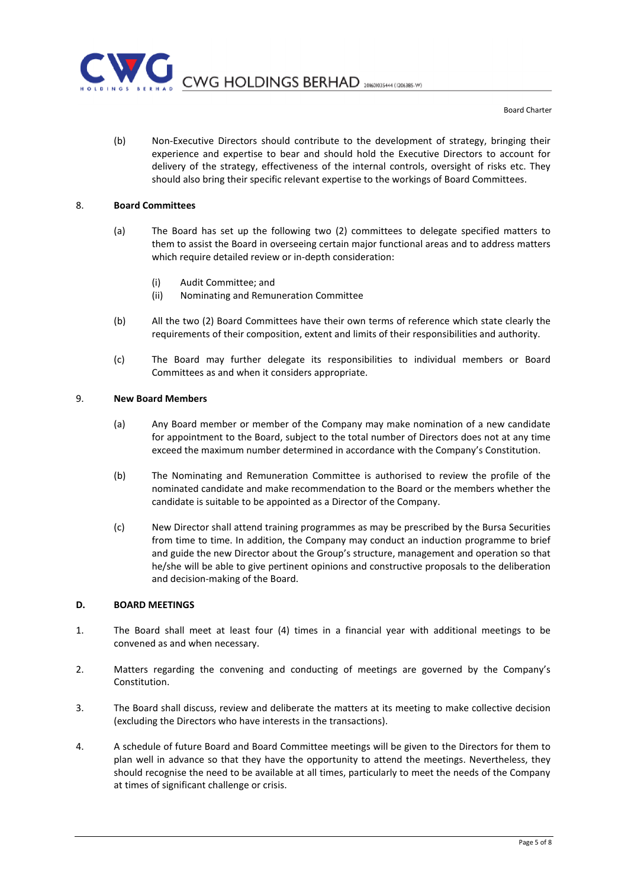(b) Non-Executive Directors should contribute to the development of strategy, bringing their experience and expertise to bear and should hold the Executive Directors to account for delivery of the strategy, effectiveness of the internal controls, oversight of risks etc. They should also bring their specific relevant expertise to the workings of Board Committees.

8. **Board Committees**

(a) The Board has set up the following two (2) committees to delegate specified matters to them to assist the Board in overseeing certain major functional areas and to address matters which require detailed review or in-depth consideration:

(i) Audit Committee; and
(ii) Nominating and Remuneration Committee

(b) All the two (2) Board Committees have their own terms of reference which state clearly the requirements of their composition, extent and limits of their responsibilities and authority.

(c) The Board may further delegate its responsibilities to individual members or Board Committees as and when it considers appropriate.

9. **New Board Members**

(a) Any Board member or member of the Company may make nomination of a new candidate for appointment to the Board, subject to the total number of Directors does not at any time exceed the maximum number determined in accordance with the Company's Constitution.

(b) The Nominating and Remuneration Committee is authorised to review the profile of the nominated candidate and make recommendation to the Board or the members whether the candidate is suitable to be appointed as a Director of the Company.

(c) New Director shall attend training programmes as may be prescribed by the Bursa Securities from time to time. In addition, the Company may conduct an induction programme to brief and guide the new Director about the Group's structure, management and operation so that he/she will be able to give pertinent opinions and constructive proposals to the deliberation and decision-making of the Board.

## D. BOARD MEETINGS

1. The Board shall meet at least four (4) times in a financial year with additional meetings to be convened as and when necessary.

2. Matters regarding the convening and conducting of meetings are governed by the Company's Constitution.

3. The Board shall discuss, review and deliberate the matters at its meeting to make collective decision (excluding the Directors who have interests in the transactions).

4. A schedule of future Board and Board Committee meetings will be given to the Directors for them to plan well in advance so that they have the opportunity to attend the meetings. Nevertheless, they should recognise the need to be available at all times, particularly to meet the needs of the Company at times of significant challenge or crisis.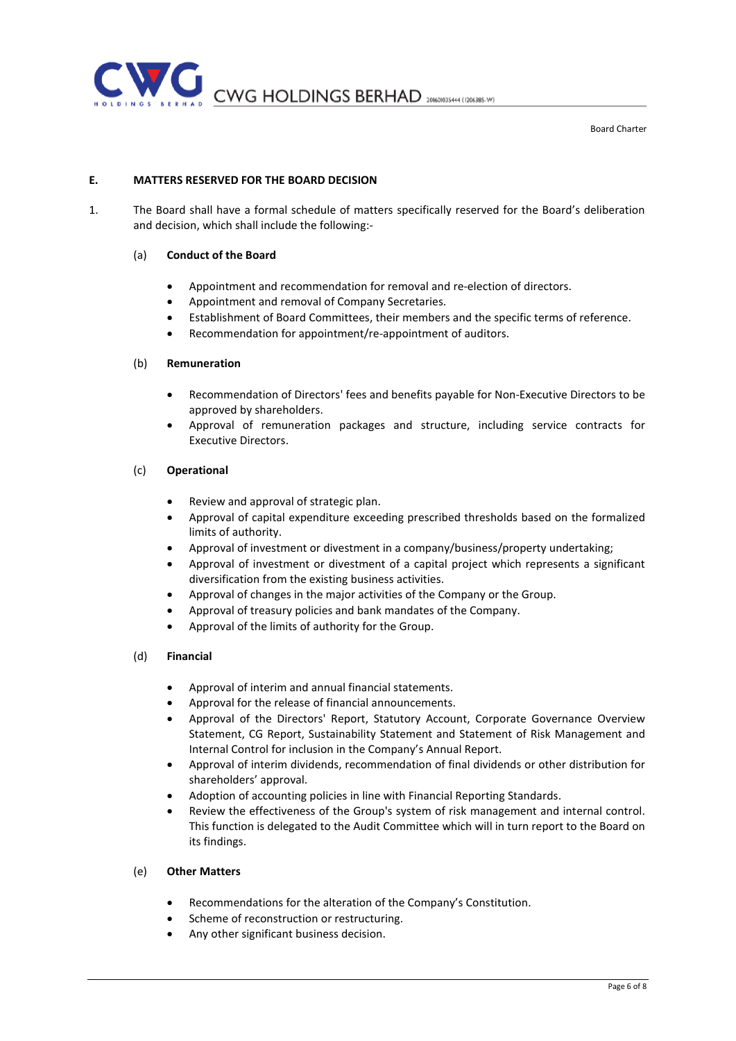## E. MATTERS RESERVED FOR THE BOARD DECISION

1. The Board shall have a formal schedule of matters specifically reserved for the Board's deliberation and decision, which shall include the following:-

   (a) **Conduct of the Board**

   - Appointment and recommendation for removal and re-election of directors.
   - Appointment and removal of Company Secretaries.
   - Establishment of Board Committees, their members and the specific terms of reference.
   - Recommendation for appointment/re-appointment of auditors.

   (b) **Remuneration**

   - Recommendation of Directors' fees and benefits payable for Non-Executive Directors to be approved by shareholders.
   - Approval of remuneration packages and structure, including service contracts for Executive Directors.

   (c) **Operational**

   - Review and approval of strategic plan.
   - Approval of capital expenditure exceeding prescribed thresholds based on the formalized limits of authority.
   - Approval of investment or divestment in a company/business/property undertaking;
   - Approval of investment or divestment of a capital project which represents a significant diversification from the existing business activities.
   - Approval of changes in the major activities of the Company or the Group.
   - Approval of treasury policies and bank mandates of the Company.
   - Approval of the limits of authority for the Group.

   (d) **Financial**

   - Approval of interim and annual financial statements.
   - Approval for the release of financial announcements.
   - Approval of the Directors' Report, Statutory Account, Corporate Governance Overview Statement, CG Report, Sustainability Statement and Statement of Risk Management and Internal Control for inclusion in the Company's Annual Report.
   - Approval of interim dividends, recommendation of final dividends or other distribution for shareholders' approval.
   - Adoption of accounting policies in line with Financial Reporting Standards.
   - Review the effectiveness of the Group's system of risk management and internal control. This function is delegated to the Audit Committee which will in turn report to the Board on its findings.

   (e) **Other Matters**

   - Recommendations for the alteration of the Company's Constitution.
   - Scheme of reconstruction or restructuring.
   - Any other significant business decision.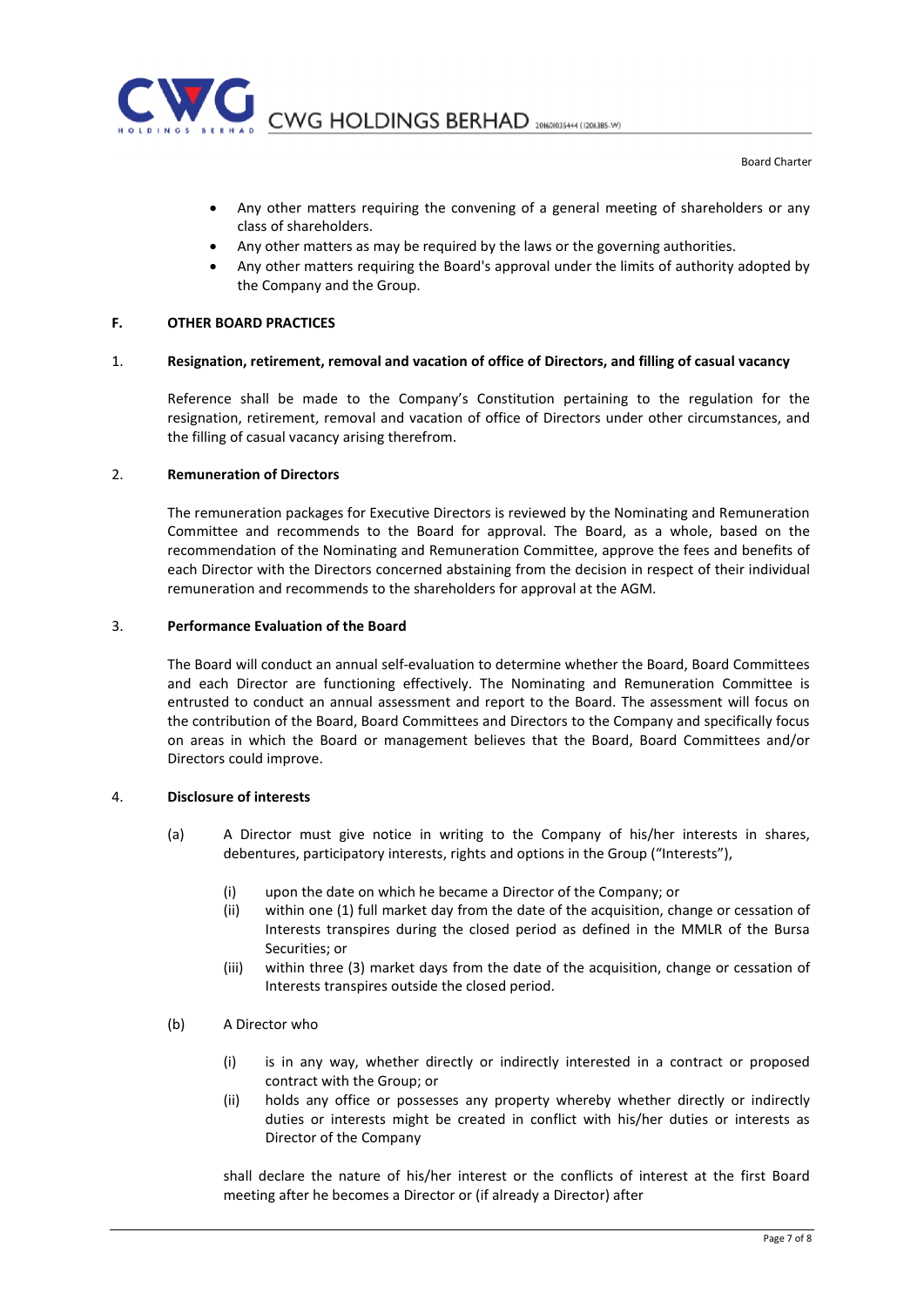- Any other matters requiring the convening of a general meeting of shareholders or any class of shareholders.
- Any other matters as may be required by the laws or the governing authorities.
- Any other matters requiring the Board's approval under the limits of authority adopted by the Company and the Group.

## F. OTHER BOARD PRACTICES

### 1. Resignation, retirement, removal and vacation of office of Directors, and filling of casual vacancy

Reference shall be made to the Company's Constitution pertaining to the regulation for the resignation, retirement, removal and vacation of office of Directors under other circumstances, and the filling of casual vacancy arising therefrom.

### 2. Remuneration of Directors

The remuneration packages for Executive Directors is reviewed by the Nominating and Remuneration Committee and recommends to the Board for approval. The Board, as a whole, based on the recommendation of the Nominating and Remuneration Committee, approve the fees and benefits of each Director with the Directors concerned abstaining from the decision in respect of their individual remuneration and recommends to the shareholders for approval at the AGM.

### 3. Performance Evaluation of the Board

The Board will conduct an annual self-evaluation to determine whether the Board, Board Committees and each Director are functioning effectively. The Nominating and Remuneration Committee is entrusted to conduct an annual assessment and report to the Board. The assessment will focus on the contribution of the Board, Board Committees and Directors to the Company and specifically focus on areas in which the Board or management believes that the Board, Board Committees and/or Directors could improve.

### 4. Disclosure of interests

(a) A Director must give notice in writing to the Company of his/her interests in shares, debentures, participatory interests, rights and options in the Group ("Interests"),

  (i) upon the date on which he became a Director of the Company; or
  
  (ii) within one (1) full market day from the date of the acquisition, change or cessation of Interests transpires during the closed period as defined in the MMLR of the Bursa Securities; or
  
  (iii) within three (3) market days from the date of the acquisition, change or cessation of Interests transpires outside the closed period.

(b) A Director who

  (i) is in any way, whether directly or indirectly interested in a contract or proposed contract with the Group; or
  
  (ii) holds any office or possesses any property whereby whether directly or indirectly duties or interests might be created in conflict with his/her duties or interests as Director of the Company

shall declare the nature of his/her interest or the conflicts of interest at the first Board meeting after he becomes a Director or (if already a Director) after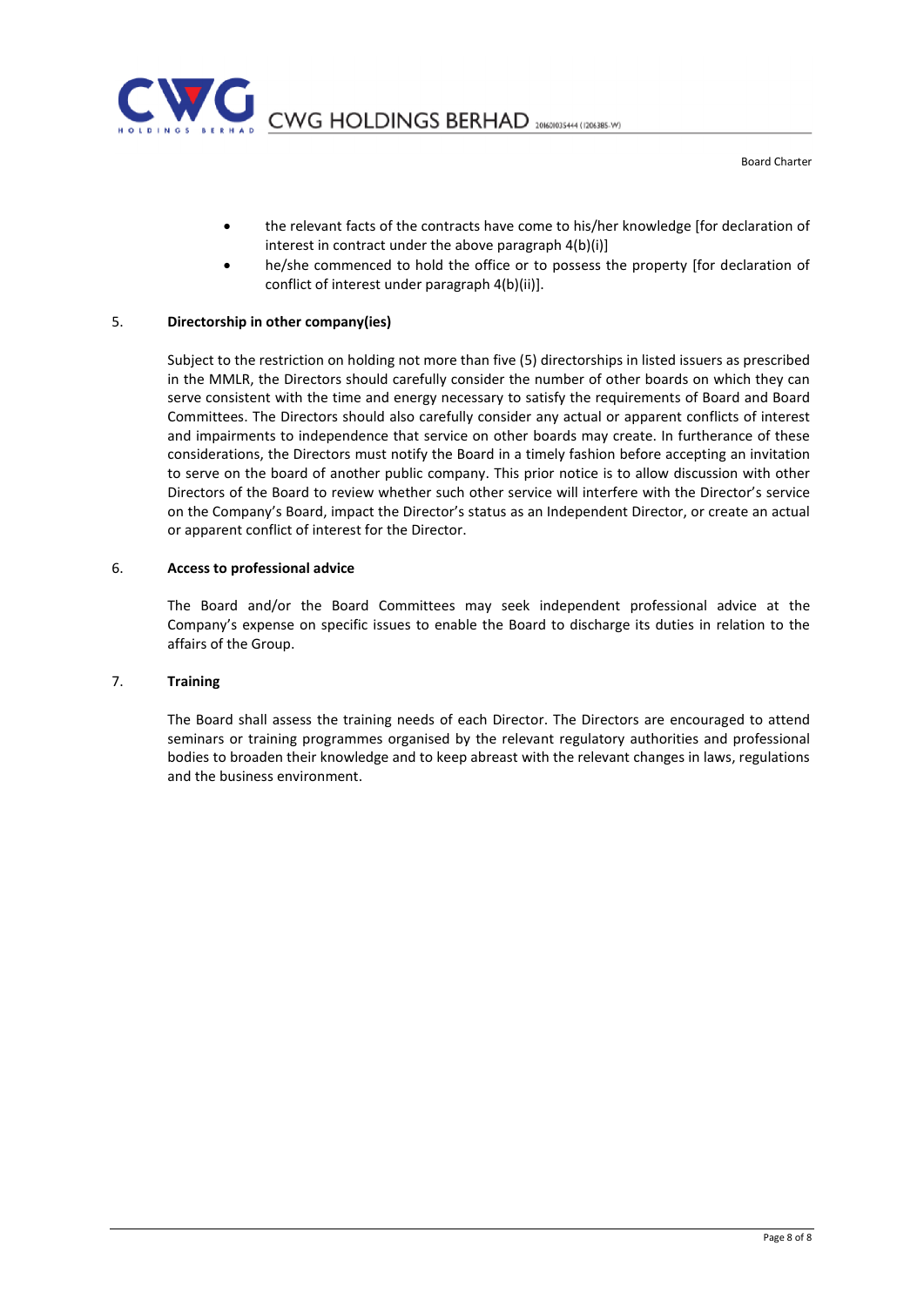- the relevant facts of the contracts have come to his/her knowledge [for declaration of interest in contract under the above paragraph 4(b)(i)]
- he/she commenced to hold the office or to possess the property [for declaration of conflict of interest under paragraph 4(b)(ii)].

5. **Directorship in other company(ies)**

Subject to the restriction on holding not more than five (5) directorships in listed issuers as prescribed in the MMLR, the Directors should carefully consider the number of other boards on which they can serve consistent with the time and energy necessary to satisfy the requirements of Board and Board Committees. The Directors should also carefully consider any actual or apparent conflicts of interest and impairments to independence that service on other boards may create. In furtherance of these considerations, the Directors must notify the Board in a timely fashion before accepting an invitation to serve on the board of another public company. This prior notice is to allow discussion with other Directors of the Board to review whether such other service will interfere with the Director's service on the Company's Board, impact the Director's status as an Independent Director, or create an actual or apparent conflict of interest for the Director.

6. **Access to professional advice**

The Board and/or the Board Committees may seek independent professional advice at the Company's expense on specific issues to enable the Board to discharge its duties in relation to the affairs of the Group.

7. **Training**

The Board shall assess the training needs of each Director. The Directors are encouraged to attend seminars or training programmes organised by the relevant regulatory authorities and professional bodies to broaden their knowledge and to keep abreast with the relevant changes in laws, regulations and the business environment.